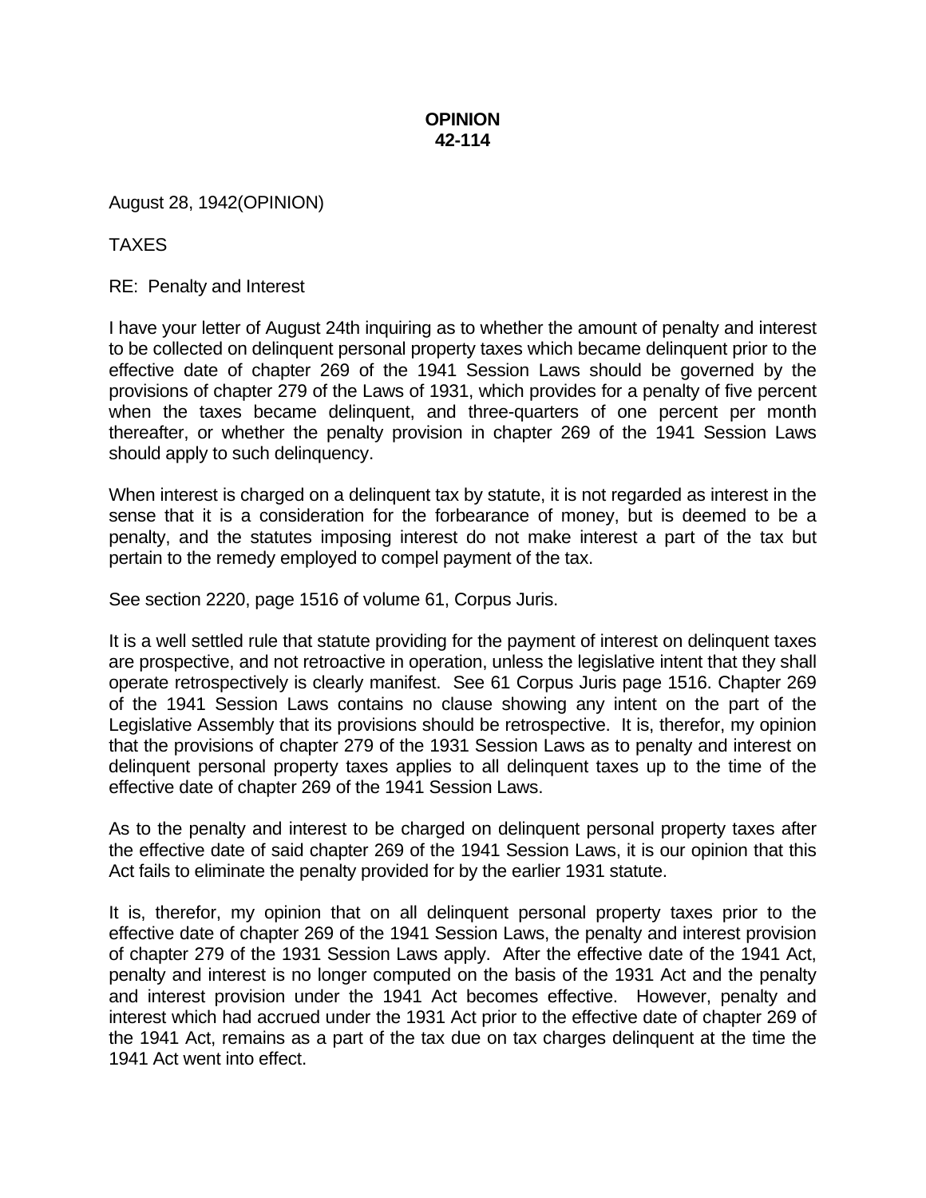**OPINION**
**42-114**

August 28, 1942(OPINION)

TAXES

RE: Penalty and Interest

I have your letter of August 24th inquiring as to whether the amount of penalty and interest to be collected on delinquent personal property taxes which became delinquent prior to the effective date of chapter 269 of the 1941 Session Laws should be governed by the provisions of chapter 279 of the Laws of 1931, which provides for a penalty of five percent when the taxes became delinquent, and three-quarters of one percent per month thereafter, or whether the penalty provision in chapter 269 of the 1941 Session Laws should apply to such delinquency.

When interest is charged on a delinquent tax by statute, it is not regarded as interest in the sense that it is a consideration for the forbearance of money, but is deemed to be a penalty, and the statutes imposing interest do not make interest a part of the tax but pertain to the remedy employed to compel payment of the tax.

See section 2220, page 1516 of volume 61, Corpus Juris.

It is a well settled rule that statute providing for the payment of interest on delinquent taxes are prospective, and not retroactive in operation, unless the legislative intent that they shall operate retrospectively is clearly manifest. See 61 Corpus Juris page 1516. Chapter 269 of the 1941 Session Laws contains no clause showing any intent on the part of the Legislative Assembly that its provisions should be retrospective. It is, therefor, my opinion that the provisions of chapter 279 of the 1931 Session Laws as to penalty and interest on delinquent personal property taxes applies to all delinquent taxes up to the time of the effective date of chapter 269 of the 1941 Session Laws.

As to the penalty and interest to be charged on delinquent personal property taxes after the effective date of said chapter 269 of the 1941 Session Laws, it is our opinion that this Act fails to eliminate the penalty provided for by the earlier 1931 statute.

It is, therefor, my opinion that on all delinquent personal property taxes prior to the effective date of chapter 269 of the 1941 Session Laws, the penalty and interest provision of chapter 279 of the 1931 Session Laws apply. After the effective date of the 1941 Act, penalty and interest is no longer computed on the basis of the 1931 Act and the penalty and interest provision under the 1941 Act becomes effective. However, penalty and interest which had accrued under the 1931 Act prior to the effective date of chapter 269 of the 1941 Act, remains as a part of the tax due on tax charges delinquent at the time the 1941 Act went into effect.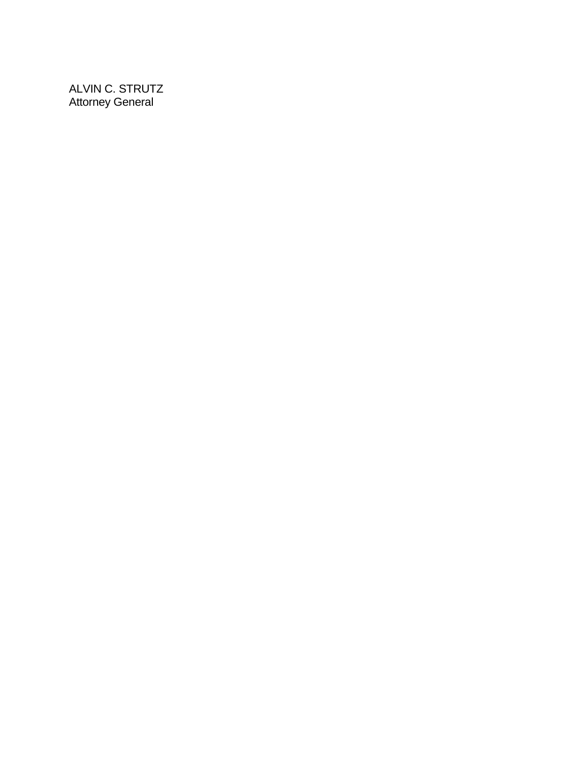ALVIN C. STRUTZ
Attorney General